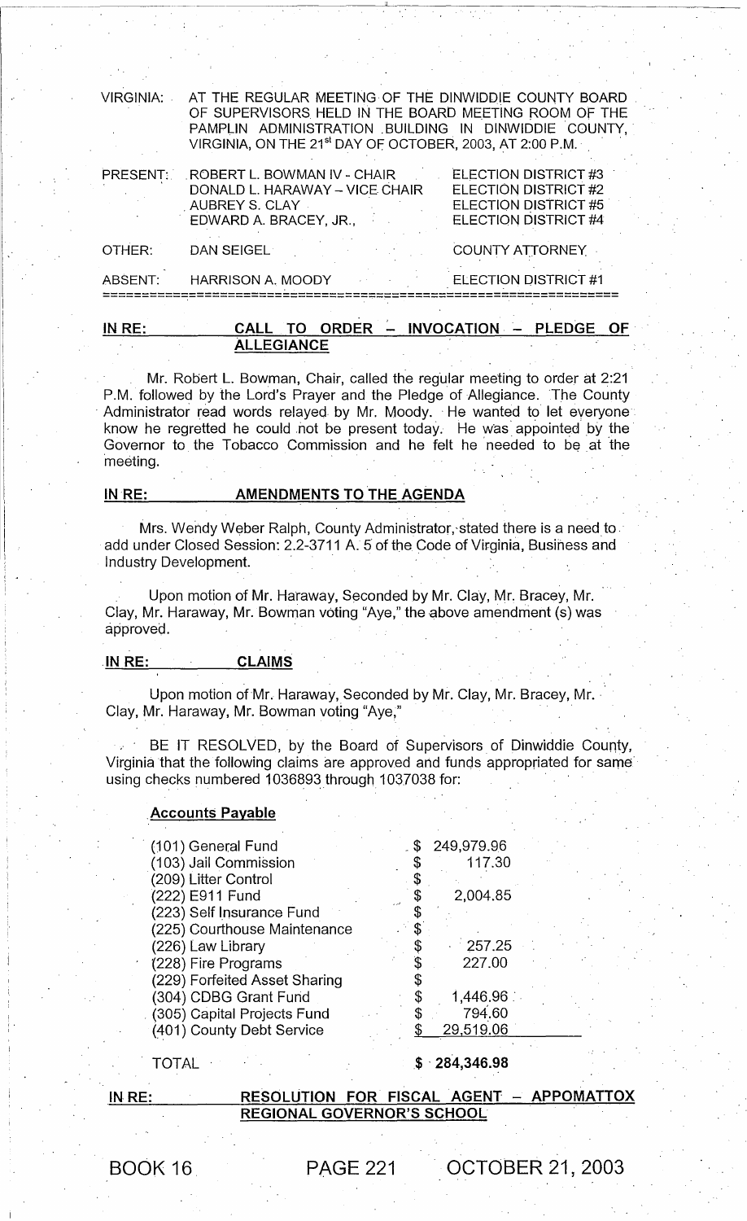VIRGINIA: AT THE REGULAR MEETING OF THE DINWIDDIE COUNTY BOARD OF SUPERVISORS HELD IN THE BOARD MEETING ROOM OF THE PAMPLIN ADMINISTRATION BUILDING IN DINWIDDIE COUNTY, VIRGINIA, ON THE 21st DAY OF OCTOBER, 2003, AT 2:00 P.M.

| | | |
|---|---|---|
| PRESENT: | ROBERT L. BOWMAN IV - CHAIR | ELECTION DISTRICT #3 |
| | DONALD L. HARAWAY – VICE CHAIR | ELECTION DISTRICT #2 |
| | AUBREY S. CLAY | ELECTION DISTRICT #5 |
| | EDWARD A. BRACEY, JR., | ELECTION DISTRICT #4 |
| OTHER: | DAN SEIGEL | COUNTY ATTORNEY |
| ABSENT: | HARRISON A. MOODY | ELECTION DISTRICT #1 |

## IN RE: CALL TO ORDER – INVOCATION – PLEDGE OF ALLEGIANCE

Mr. Robert L. Bowman, Chair, called the regular meeting to order at 2:21 P.M. followed by the Lord's Prayer and the Pledge of Allegiance. The County Administrator read words relayed by Mr. Moody. He wanted to let everyone know he regretted he could not be present today. He was appointed by the Governor to the Tobacco Commission and he felt he needed to be at the meeting.

## IN RE: AMENDMENTS TO THE AGENDA

Mrs. Wendy Weber Ralph, County Administrator, stated there is a need to add under Closed Session: 2.2-3711 A. 5 of the Code of Virginia, Business and Industry Development.

Upon motion of Mr. Haraway, Seconded by Mr. Clay, Mr. Bracey, Mr. Clay, Mr. Haraway, Mr. Bowman voting "Aye," the above amendment (s) was approved.

## IN RE: CLAIMS

Upon motion of Mr. Haraway, Seconded by Mr. Clay, Mr. Bracey, Mr. Clay, Mr. Haraway, Mr. Bowman voting "Aye,"

BE IT RESOLVED, by the Board of Supervisors of Dinwiddie County, Virginia that the following claims are approved and funds appropriated for same using checks numbered 1036893 through 1037038 for:

**Accounts Payable**

| | | |
|---|---|---|
| (101) General Fund | $ | 249,979.96 |
| (103) Jail Commission | $ | 117.30 |
| (209) Litter Control | $ | |
| (222) E911 Fund | $ | 2,004.85 |
| (223) Self Insurance Fund | $ | |
| (225) Courthouse Maintenance | $ | |
| (226) Law Library | $ | 257.25 |
| (228) Fire Programs | $ | 227.00 |
| (229) Forfeited Asset Sharing | $ | |
| (304) CDBG Grant Fund | $ | 1,446.96 |
| (305) Capital Projects Fund | $ | 794.60 |
| (401) County Debt Service | $ | 29,519.06 |
| TOTAL | **$** | **284,346.98** |

## IN RE: RESOLUTION FOR FISCAL AGENT – APPOMATTOX REGIONAL GOVERNOR'S SCHOOL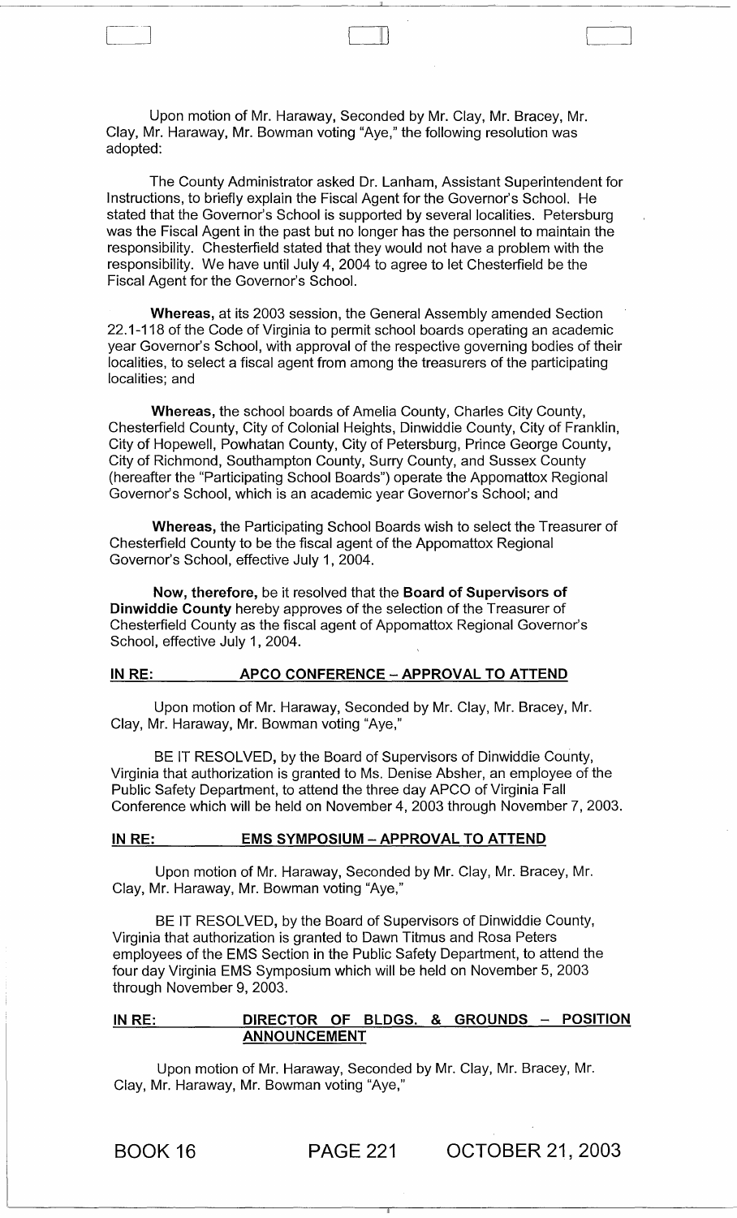Upon motion of Mr. Haraway, Seconded by Mr. Clay, Mr. Bracey, Mr. Clay, Mr. Haraway, Mr. Bowman voting "Aye," the following resolution was adopted:

The County Administrator asked Dr. Lanham, Assistant Superintendent for Instructions, to briefly explain the Fiscal Agent for the Governor's School. He stated that the Governor's School is supported by several localities. Petersburg was the Fiscal Agent in the past but no longer has the personnel to maintain the responsibility. Chesterfield stated that they would not have a problem with the responsibility. We have until July 4, 2004 to agree to let Chesterfield be the Fiscal Agent for the Governor's School.

**Whereas,** at its 2003 session, the General Assembly amended Section 22.1-118 of the Code of Virginia to permit school boards operating an academic year Governor's School, with approval of the respective governing bodies of their localities, to select a fiscal agent from among the treasurers of the participating localities; and

**Whereas,** the school boards of Amelia County, Charles City County, Chesterfield County, City of Colonial Heights, Dinwiddie County, City of Franklin, City of Hopewell, Powhatan County, City of Petersburg, Prince George County, City of Richmond, Southampton County, Surry County, and Sussex County (hereafter the "Participating School Boards") operate the Appomattox Regional Governor's School, which is an academic year Governor's School; and

**Whereas,** the Participating School Boards wish to select the Treasurer of Chesterfield County to be the fiscal agent of the Appomattox Regional Governor's School, effective July 1, 2004.

**Now, therefore,** be it resolved that the **Board of Supervisors of Dinwiddie County** hereby approves of the selection of the Treasurer of Chesterfield County as the fiscal agent of Appomattox Regional Governor's School, effective July 1, 2004.

**IN RE: APCO CONFERENCE – APPROVAL TO ATTEND**

Upon motion of Mr. Haraway, Seconded by Mr. Clay, Mr. Bracey, Mr. Clay, Mr. Haraway, Mr. Bowman voting "Aye,"

BE IT RESOLVED, by the Board of Supervisors of Dinwiddie County, Virginia that authorization is granted to Ms. Denise Absher, an employee of the Public Safety Department, to attend the three day APCO of Virginia Fall Conference which will be held on November 4, 2003 through November 7, 2003.

**IN RE: EMS SYMPOSIUM – APPROVAL TO ATTEND**

Upon motion of Mr. Haraway, Seconded by Mr. Clay, Mr. Bracey, Mr. Clay, Mr. Haraway, Mr. Bowman voting "Aye,"

BE IT RESOLVED, by the Board of Supervisors of Dinwiddie County, Virginia that authorization is granted to Dawn Titmus and Rosa Peters employees of the EMS Section in the Public Safety Department, to attend the four day Virginia EMS Symposium which will be held on November 5, 2003 through November 9, 2003.

**IN RE: DIRECTOR OF BLDGS. & GROUNDS – POSITION ANNOUNCEMENT**

Upon motion of Mr. Haraway, Seconded by Mr. Clay, Mr. Bracey, Mr. Clay, Mr. Haraway, Mr. Bowman voting "Aye,"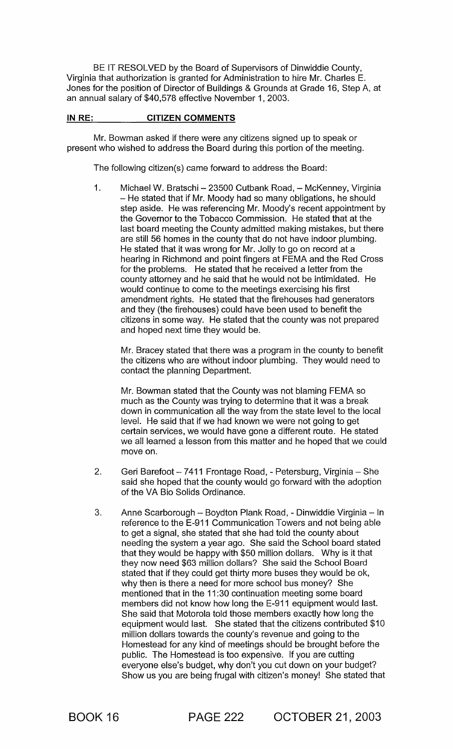BE IT RESOLVED by the Board of Supervisors of Dinwiddie County, Virginia that authorization is granted for Administration to hire Mr. Charles E. Jones for the position of Director of Buildings & Grounds at Grade 16, Step A, at an annual salary of $40,578 effective November 1, 2003.

**IN RE: CITIZEN COMMENTS**

Mr. Bowman asked if there were any citizens signed up to speak or present who wished to address the Board during this portion of the meeting.

The following citizen(s) came forward to address the Board:

1. Michael W. Bratschi – 23500 Cutbank Road, – McKenney, Virginia – He stated that if Mr. Moody had so many obligations, he should step aside. He was referencing Mr. Moody's recent appointment by the Governor to the Tobacco Commission. He stated that at the last board meeting the County admitted making mistakes, but there are still 56 homes in the county that do not have indoor plumbing. He stated that it was wrong for Mr. Jolly to go on record at a hearing in Richmond and point fingers at FEMA and the Red Cross for the problems. He stated that he received a letter from the county attorney and he said that he would not be intimidated. He would continue to come to the meetings exercising his first amendment rights. He stated that the firehouses had generators and they (the firehouses) could have been used to benefit the citizens in some way. He stated that the county was not prepared and hoped next time they would be.

   Mr. Bracey stated that there was a program in the county to benefit the citizens who are without indoor plumbing. They would need to contact the planning Department.

   Mr. Bowman stated that the County was not blaming FEMA so much as the County was trying to determine that it was a break down in communication all the way from the state level to the local level. He said that if we had known we were not going to get certain services, we would have gone a different route. He stated we all learned a lesson from this matter and he hoped that we could move on.

2. Geri Barefoot – 7411 Frontage Road, - Petersburg, Virginia – She said she hoped that the county would go forward with the adoption of the VA Bio Solids Ordinance.

3. Anne Scarborough – Boydton Plank Road, - Dinwiddie Virginia – In reference to the E-911 Communication Towers and not being able to get a signal, she stated that she had told the county about needing the system a year ago. She said the School board stated that they would be happy with $50 million dollars. Why is it that they now need $63 million dollars? She said the School Board stated that if they could get thirty more buses they would be ok, why then is there a need for more school bus money? She mentioned that in the 11:30 continuation meeting some board members did not know how long the E-911 equipment would last. She said that Motorola told those members exactly how long the equipment would last. She stated that the citizens contributed $10 million dollars towards the county's revenue and going to the Homestead for any kind of meetings should be brought before the public. The Homestead is too expensive. If you are cutting everyone else's budget, why don't you cut down on your budget? Show us you are being frugal with citizen's money! She stated that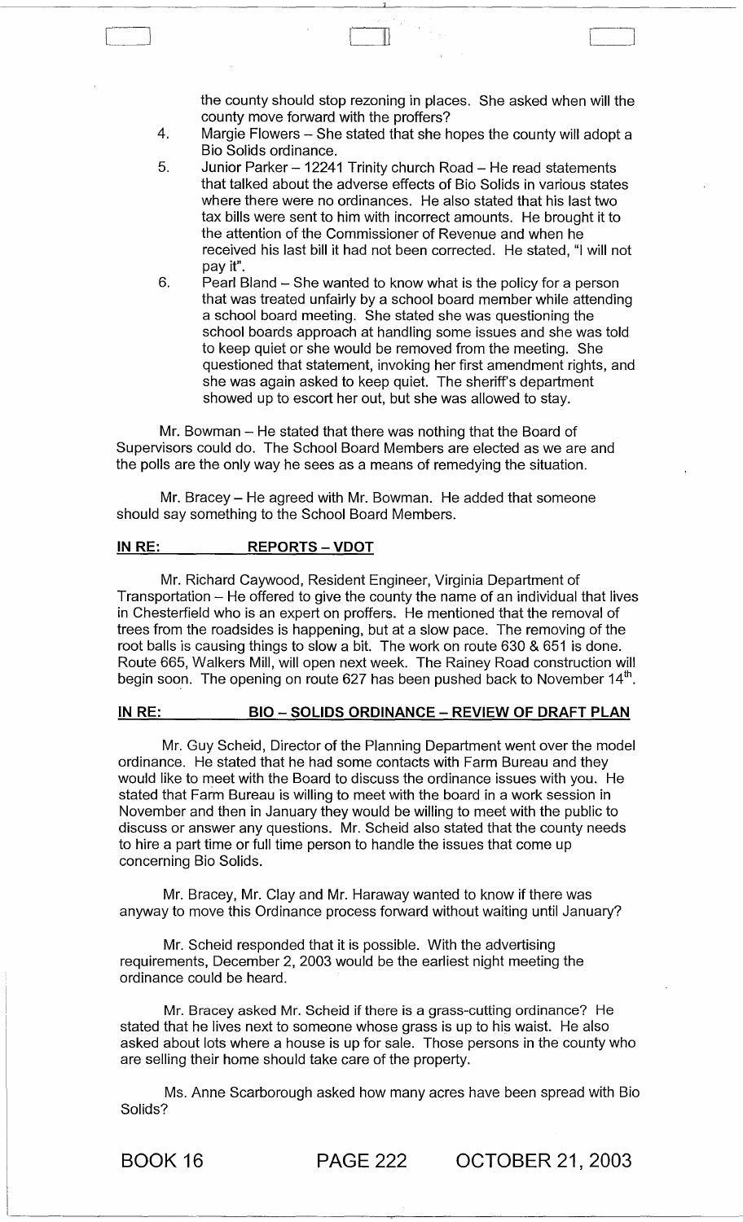the county should stop rezoning in places. She asked when will the county move forward with the proffers?

4. Margie Flowers – She stated that she hopes the county will adopt a Bio Solids ordinance.
5. Junior Parker – 12241 Trinity church Road – He read statements that talked about the adverse effects of Bio Solids in various states where there were no ordinances. He also stated that his last two tax bills were sent to him with incorrect amounts. He brought it to the attention of the Commissioner of Revenue and when he received his last bill it had not been corrected. He stated, "I will not pay it".
6. Pearl Bland – She wanted to know what is the policy for a person that was treated unfairly by a school board member while attending a school board meeting. She stated she was questioning the school boards approach at handling some issues and she was told to keep quiet or she would be removed from the meeting. She questioned that statement, invoking her first amendment rights, and she was again asked to keep quiet. The sheriff's department showed up to escort her out, but she was allowed to stay.

Mr. Bowman – He stated that there was nothing that the Board of Supervisors could do. The School Board Members are elected as we are and the polls are the only way he sees as a means of remedying the situation.

Mr. Bracey – He agreed with Mr. Bowman. He added that someone should say something to the School Board Members.

## IN RE: REPORTS – VDOT

Mr. Richard Caywood, Resident Engineer, Virginia Department of Transportation – He offered to give the county the name of an individual that lives in Chesterfield who is an expert on proffers. He mentioned that the removal of trees from the roadsides is happening, but at a slow pace. The removing of the root balls is causing things to slow a bit. The work on route 630 & 651 is done. Route 665, Walkers Mill, will open next week. The Rainey Road construction will begin soon. The opening on route 627 has been pushed back to November 14th.

## IN RE: BIO – SOLIDS ORDINANCE – REVIEW OF DRAFT PLAN

Mr. Guy Scheid, Director of the Planning Department went over the model ordinance. He stated that he had some contacts with Farm Bureau and they would like to meet with the Board to discuss the ordinance issues with you. He stated that Farm Bureau is willing to meet with the board in a work session in November and then in January they would be willing to meet with the public to discuss or answer any questions. Mr. Scheid also stated that the county needs to hire a part time or full time person to handle the issues that come up concerning Bio Solids.

Mr. Bracey, Mr. Clay and Mr. Haraway wanted to know if there was anyway to move this Ordinance process forward without waiting until January?

Mr. Scheid responded that it is possible. With the advertising requirements, December 2, 2003 would be the earliest night meeting the ordinance could be heard.

Mr. Bracey asked Mr. Scheid if there is a grass-cutting ordinance? He stated that he lives next to someone whose grass is up to his waist. He also asked about lots where a house is up for sale. Those persons in the county who are selling their home should take care of the property.

Ms. Anne Scarborough asked how many acres have been spread with Bio Solids?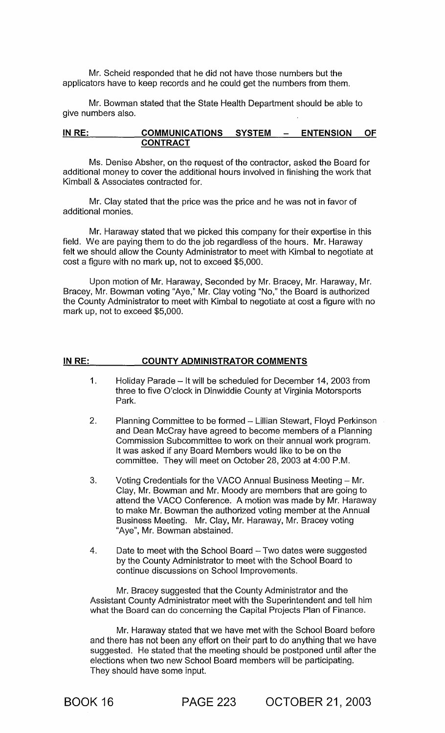Mr. Scheid responded that he did not have those numbers but the applicators have to keep records and he could get the numbers from them.

Mr. Bowman stated that the State Health Department should be able to give numbers also.

**IN RE: COMMUNICATIONS SYSTEM – ENTENSION OF CONTRACT**

Ms. Denise Absher, on the request of the contractor, asked the Board for additional money to cover the additional hours involved in finishing the work that Kimball & Associates contracted for.

Mr. Clay stated that the price was the price and he was not in favor of additional monies.

Mr. Haraway stated that we picked this company for their expertise in this field. We are paying them to do the job regardless of the hours. Mr. Haraway felt we should allow the County Administrator to meet with Kimbal to negotiate at cost a figure with no mark up, not to exceed $5,000.

Upon motion of Mr. Haraway, Seconded by Mr. Bracey, Mr. Haraway, Mr. Bracey, Mr. Bowman voting "Aye," Mr. Clay voting "No," the Board is authorized the County Administrator to meet with Kimbal to negotiate at cost a figure with no mark up, not to exceed $5,000.

**IN RE: COUNTY ADMINISTRATOR COMMENTS**

1. Holiday Parade – It will be scheduled for December 14, 2003 from three to five O'clock in Dinwiddie County at Virginia Motorsports Park.

2. Planning Committee to be formed – Lillian Stewart, Floyd Perkinson and Dean McCray have agreed to become members of a Planning Commission Subcommittee to work on their annual work program. It was asked if any Board Members would like to be on the committee. They will meet on October 28, 2003 at 4:00 P.M.

3. Voting Credentials for the VACO Annual Business Meeting – Mr. Clay, Mr. Bowman and Mr. Moody are members that are going to attend the VACO Conference. A motion was made by Mr. Haraway to make Mr. Bowman the authorized voting member at the Annual Business Meeting. Mr. Clay, Mr. Haraway, Mr. Bracey voting "Aye", Mr. Bowman abstained.

4. Date to meet with the School Board – Two dates were suggested by the County Administrator to meet with the School Board to continue discussions on School Improvements.

   Mr. Bracey suggested that the County Administrator and the Assistant County Administrator meet with the Superintendent and tell him what the Board can do concerning the Capital Projects Plan of Finance.

   Mr. Haraway stated that we have met with the School Board before and there has not been any effort on their part to do anything that we have suggested. He stated that the meeting should be postponed until after the elections when two new School Board members will be participating. They should have some input.

BOOK 16 PAGE 223 OCTOBER 21, 2003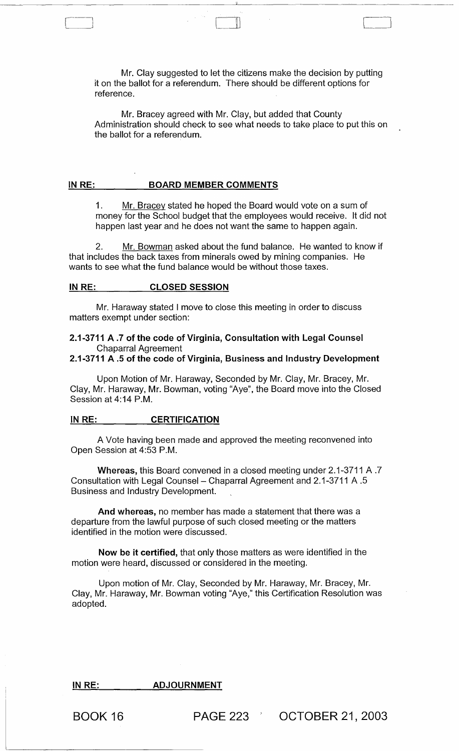Mr. Clay suggested to let the citizens make the decision by putting it on the ballot for a referendum. There should be different options for reference.

Mr. Bracey agreed with Mr. Clay, but added that County Administration should check to see what needs to take place to put this on the ballot for a referendum.

**IN RE: BOARD MEMBER COMMENTS**

1. Mr. Bracey stated he hoped the Board would vote on a sum of money for the School budget that the employees would receive. It did not happen last year and he does not want the same to happen again.

2. Mr. Bowman asked about the fund balance. He wanted to know if that includes the back taxes from minerals owed by mining companies. He wants to see what the fund balance would be without those taxes.

**IN RE: CLOSED SESSION**

Mr. Haraway stated I move to close this meeting in order to discuss matters exempt under section:

**2.1-3711 A .7 of the code of Virginia, Consultation with Legal Counsel**
Chaparral Agreement
**2.1-3711 A .5 of the code of Virginia, Business and Industry Development**

Upon Motion of Mr. Haraway, Seconded by Mr. Clay, Mr. Bracey, Mr. Clay, Mr. Haraway, Mr. Bowman, voting "Aye", the Board move into the Closed Session at 4:14 P.M.

**IN RE: CERTIFICATION**

A Vote having been made and approved the meeting reconvened into Open Session at 4:53 P.M.

**Whereas,** this Board convened in a closed meeting under 2.1-3711 A .7 Consultation with Legal Counsel – Chaparral Agreement and 2.1-3711 A .5 Business and Industry Development.

**And whereas,** no member has made a statement that there was a departure from the lawful purpose of such closed meeting or the matters identified in the motion were discussed.

**Now be it certified,** that only those matters as were identified in the motion were heard, discussed or considered in the meeting.

Upon motion of Mr. Clay, Seconded by Mr. Haraway, Mr. Bracey, Mr. Clay, Mr. Haraway, Mr. Bowman voting "Aye," this Certification Resolution was adopted.

**IN RE: ADJOURNMENT**

BOOK 16 PAGE 223 OCTOBER 21, 2003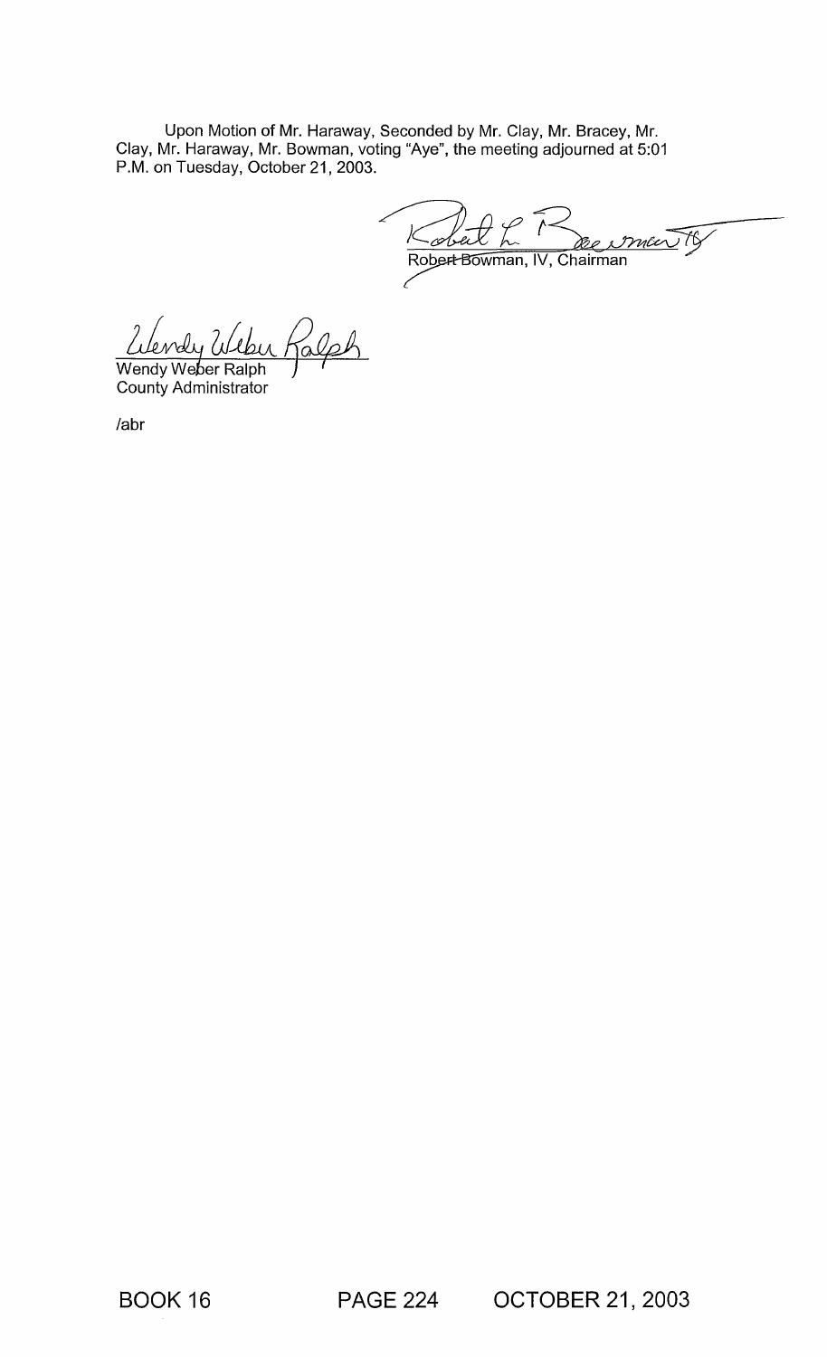Upon Motion of Mr. Haraway, Seconded by Mr. Clay, Mr. Bracey, Mr. Clay, Mr. Haraway, Mr. Bowman, voting "Aye", the meeting adjourned at 5:01 P.M. on Tuesday, October 21, 2003.

Robert Bowman, IV, Chairman

Wendy Weber Ralph
County Administrator

/abr

BOOK 16 PAGE 224 OCTOBER 21, 2003